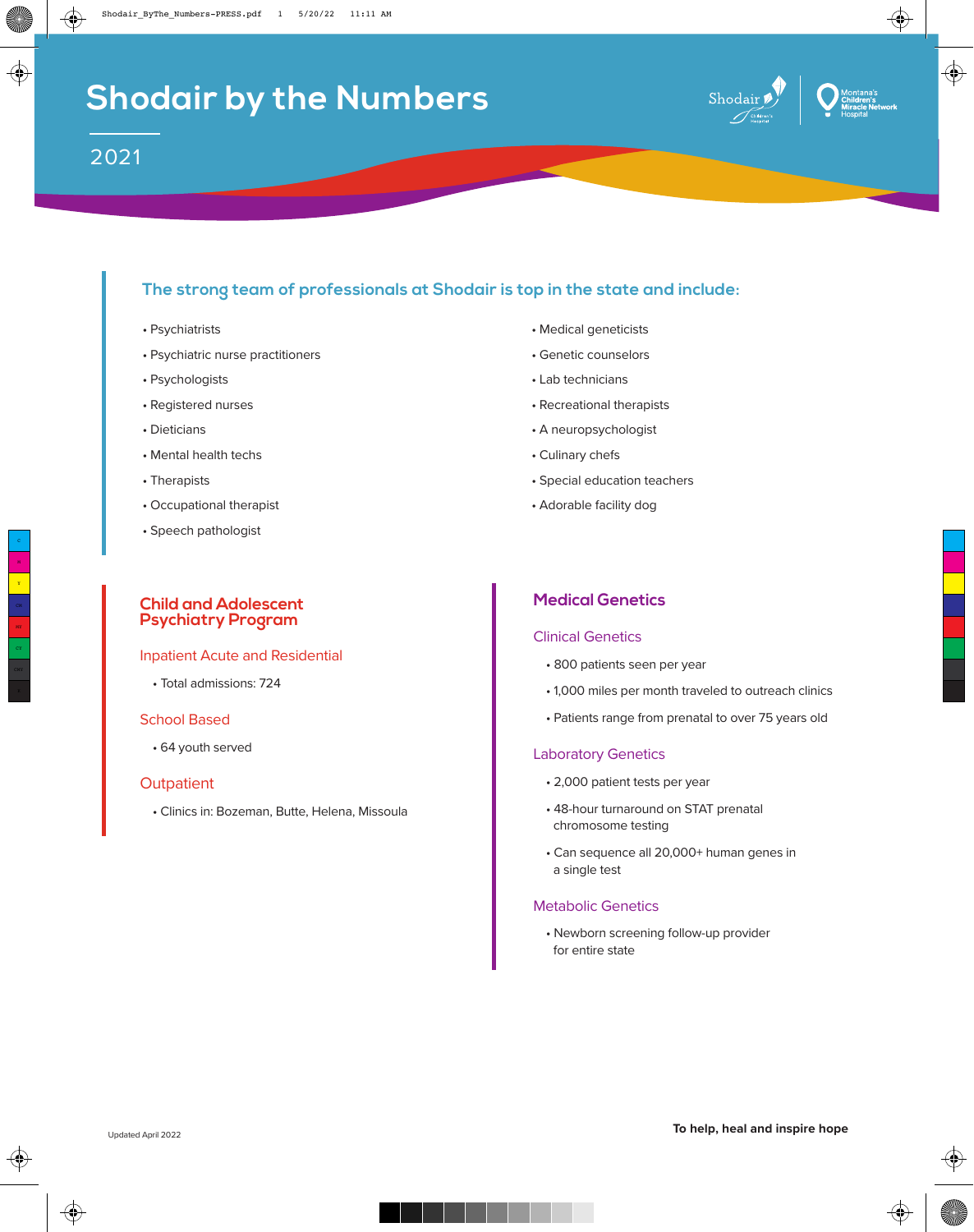# Shodair by the Numbers

2021

## The strong team of professionals at Shodair is top in the state and include:

- Psychiatrists
- Psychiatric nurse practitioners
- Psychologists
- Registered nurses
- Dieticians
- Mental health techs
- Therapists
- Occupational therapist
- Speech pathologist
- Medical geneticists
- Genetic counselors
- Lab technicians
- Recreational therapists
- A neuropsychologist
- Culinary chefs
- Special education teachers
- Adorable facility dog

## Child and Adolescent Psychiatry Program

### Inpatient Acute and Residential

- Total admissions: 724

### School Based

- 64 youth served

### Outpatient

- Clinics in: Bozeman, Butte, Helena, Missoula

## Medical Genetics

### Clinical Genetics

- 800 patients seen per year
- 1,000 miles per month traveled to outreach clinics
- Patients range from prenatal to over 75 years old

### Laboratory Genetics

- 2,000 patient tests per year
- 48-hour turnaround on STAT prenatal chromosome testing
- Can sequence all 20,000+ human genes in a single test

### Metabolic Genetics

- Newborn screening follow-up provider for entire state

Updated April 2022

**To help, heal and inspire hope**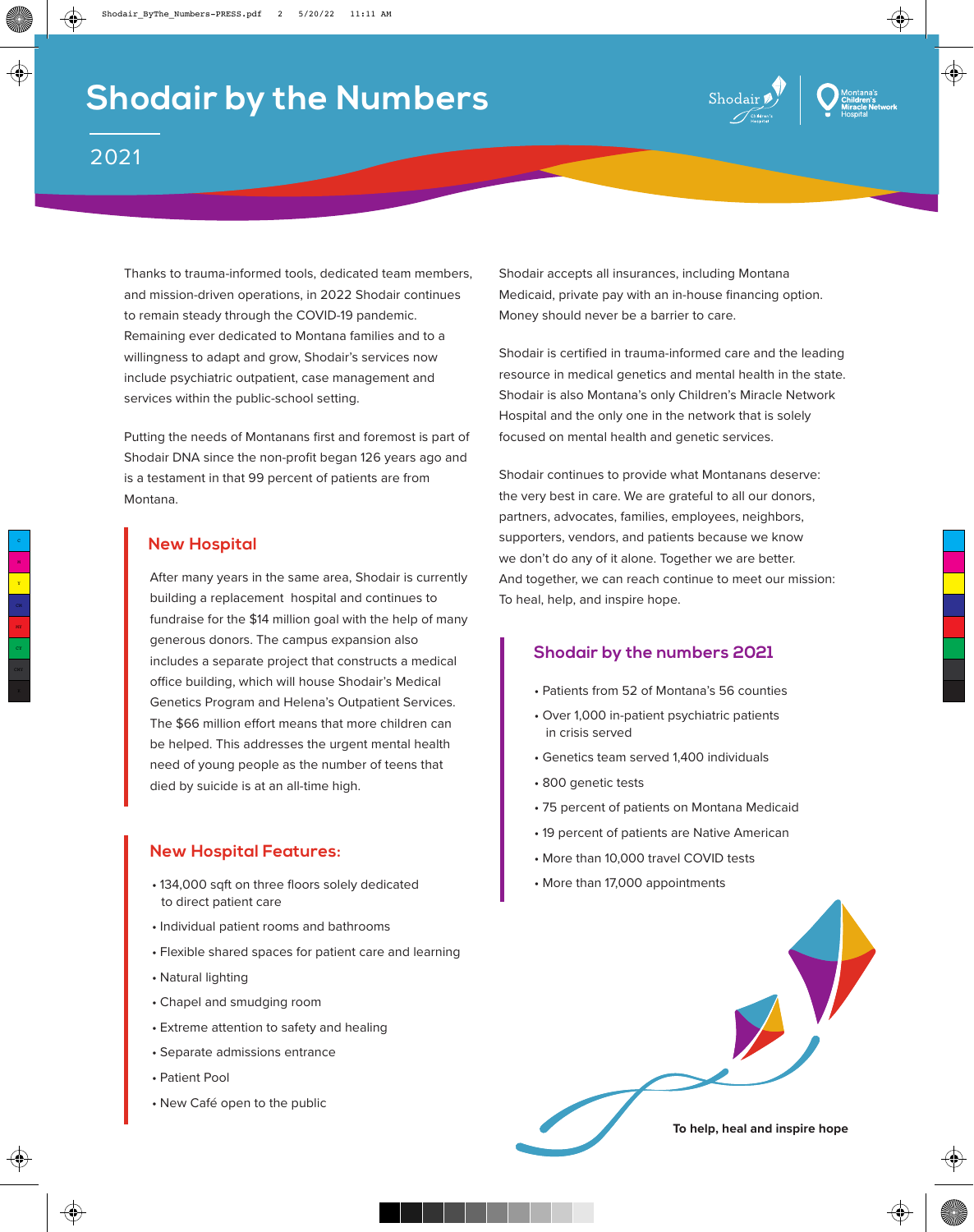# Shodair by the Numbers

2021

Thanks to trauma-informed tools, dedicated team members, and mission-driven operations, in 2022 Shodair continues to remain steady through the COVID-19 pandemic. Remaining ever dedicated to Montana families and to a willingness to adapt and grow, Shodair's services now include psychiatric outpatient, case management and services within the public-school setting.

Putting the needs of Montanans first and foremost is part of Shodair DNA since the non-profit began 126 years ago and is a testament in that 99 percent of patients are from Montana.

## New Hospital

After many years in the same area, Shodair is currently building a replacement hospital and continues to fundraise for the $14 million goal with the help of many generous donors. The campus expansion also includes a separate project that constructs a medical office building, which will house Shodair's Medical Genetics Program and Helena's Outpatient Services. The $66 million effort means that more children can be helped. This addresses the urgent mental health need of young people as the number of teens that died by suicide is at an all-time high.

## New Hospital Features:

- 134,000 sqft on three floors solely dedicated to direct patient care
- Individual patient rooms and bathrooms
- Flexible shared spaces for patient care and learning
- Natural lighting
- Chapel and smudging room
- Extreme attention to safety and healing
- Separate admissions entrance
- Patient Pool
- New Café open to the public

Shodair accepts all insurances, including Montana Medicaid, private pay with an in-house financing option. Money should never be a barrier to care.

Shodair is certified in trauma-informed care and the leading resource in medical genetics and mental health in the state. Shodair is also Montana's only Children's Miracle Network Hospital and the only one in the network that is solely focused on mental health and genetic services.

Shodair continues to provide what Montanans deserve: the very best in care. We are grateful to all our donors, partners, advocates, families, employees, neighbors, supporters, vendors, and patients because we know we don't do any of it alone. Together we are better. And together, we can reach continue to meet our mission: To heal, help, and inspire hope.

## Shodair by the numbers 2021

- Patients from 52 of Montana's 56 counties
- Over 1,000 in-patient psychiatric patients in crisis served
- Genetics team served 1,400 individuals
- 800 genetic tests
- 75 percent of patients on Montana Medicaid
- 19 percent of patients are Native American
- More than 10,000 travel COVID tests
- More than 17,000 appointments

**To help, heal and inspire hope**